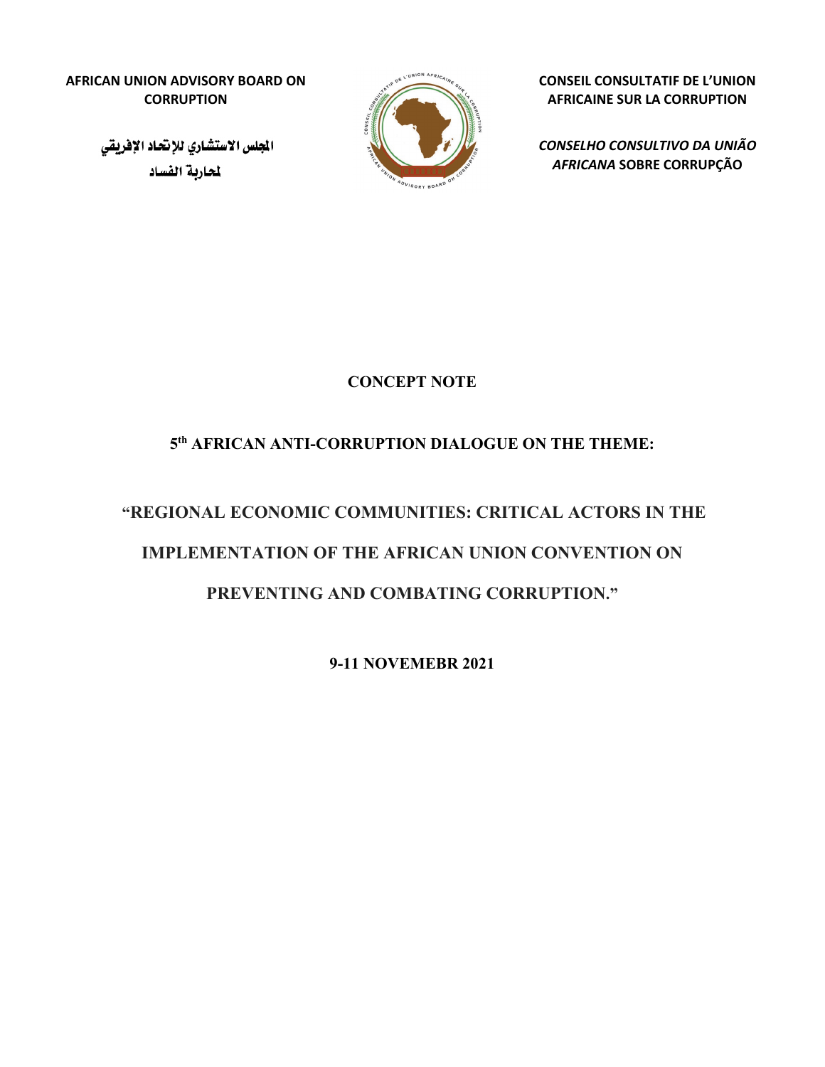**AFRICAN UNION ADVISORY BOARD ON CORRUPTION**

**المجلس الاستشاري للإتحاد الإفريقي لمحاربة الفساد**

**CONSEIL CONSULTATIF DE L'UNION AFRICAINE SUR LA CORRUPTION**

***CONSELHO CONSULTIVO DA UNIÃO AFRICANA* SOBRE CORRUPÇÃO**

# CONCEPT NOTE

## 5th AFRICAN ANTI-CORRUPTION DIALOGUE ON THE THEME:

## "REGIONAL ECONOMIC COMMUNITIES: CRITICAL ACTORS IN THE IMPLEMENTATION OF THE AFRICAN UNION CONVENTION ON PREVENTING AND COMBATING CORRUPTION."

**9-11 NOVEMEBR 2021**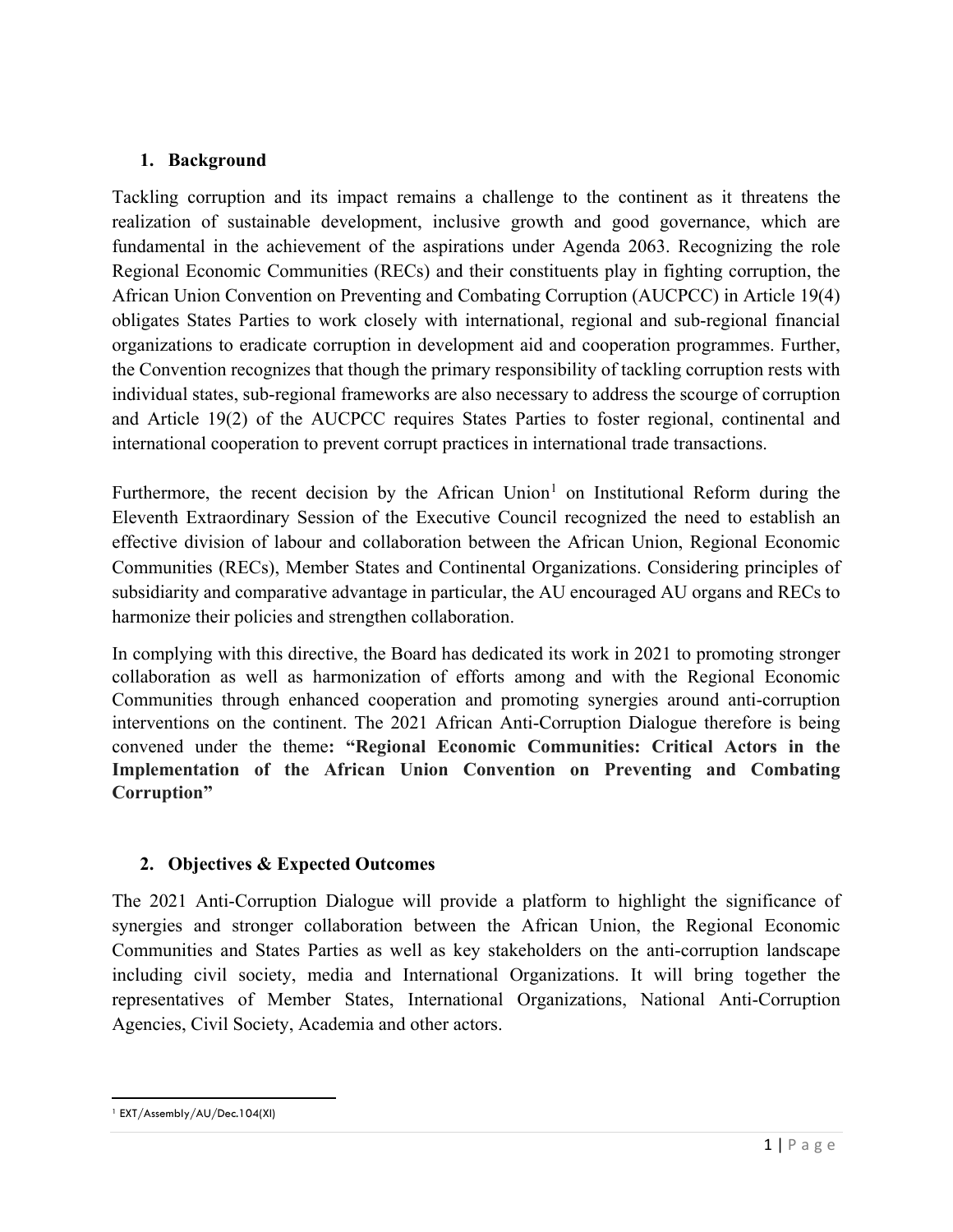## 1. Background

Tackling corruption and its impact remains a challenge to the continent as it threatens the realization of sustainable development, inclusive growth and good governance, which are fundamental in the achievement of the aspirations under Agenda 2063. Recognizing the role Regional Economic Communities (RECs) and their constituents play in fighting corruption, the African Union Convention on Preventing and Combating Corruption (AUCPCC) in Article 19(4) obligates States Parties to work closely with international, regional and sub-regional financial organizations to eradicate corruption in development aid and cooperation programmes. Further, the Convention recognizes that though the primary responsibility of tackling corruption rests with individual states, sub-regional frameworks are also necessary to address the scourge of corruption and Article 19(2) of the AUCPCC requires States Parties to foster regional, continental and international cooperation to prevent corrupt practices in international trade transactions.

Furthermore, the recent decision by the African Union[1] on Institutional Reform during the Eleventh Extraordinary Session of the Executive Council recognized the need to establish an effective division of labour and collaboration between the African Union, Regional Economic Communities (RECs), Member States and Continental Organizations. Considering principles of subsidiarity and comparative advantage in particular, the AU encouraged AU organs and RECs to harmonize their policies and strengthen collaboration.

In complying with this directive, the Board has dedicated its work in 2021 to promoting stronger collaboration as well as harmonization of efforts among and with the Regional Economic Communities through enhanced cooperation and promoting synergies around anti-corruption interventions on the continent. The 2021 African Anti-Corruption Dialogue therefore is being convened under the theme**: "Regional Economic Communities: Critical Actors in the Implementation of the African Union Convention on Preventing and Combating Corruption"**

## 2. Objectives & Expected Outcomes

The 2021 Anti-Corruption Dialogue will provide a platform to highlight the significance of synergies and stronger collaboration between the African Union, the Regional Economic Communities and States Parties as well as key stakeholders on the anti-corruption landscape including civil society, media and International Organizations. It will bring together the representatives of Member States, International Organizations, National Anti-Corruption Agencies, Civil Society, Academia and other actors.

[1] EXT/Assembly/AU/Dec.104(XI)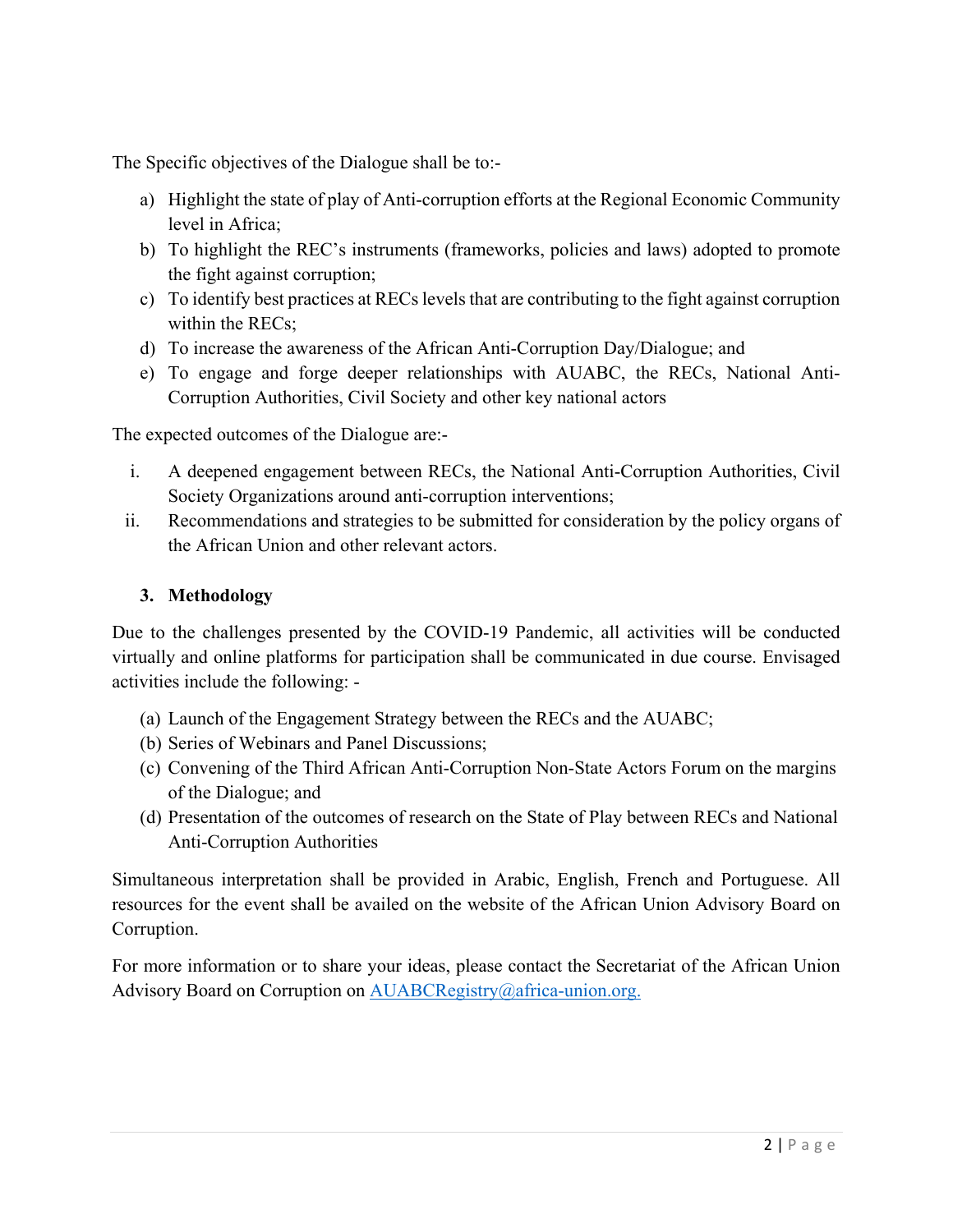The Specific objectives of the Dialogue shall be to:-

a) Highlight the state of play of Anti-corruption efforts at the Regional Economic Community level in Africa;
b) To highlight the REC's instruments (frameworks, policies and laws) adopted to promote the fight against corruption;
c) To identify best practices at RECs levels that are contributing to the fight against corruption within the RECs;
d) To increase the awareness of the African Anti-Corruption Day/Dialogue; and
e) To engage and forge deeper relationships with AUABC, the RECs, National Anti-Corruption Authorities, Civil Society and other key national actors

The expected outcomes of the Dialogue are:-

i. A deepened engagement between RECs, the National Anti-Corruption Authorities, Civil Society Organizations around anti-corruption interventions;
ii. Recommendations and strategies to be submitted for consideration by the policy organs of the African Union and other relevant actors.

### 3. Methodology

Due to the challenges presented by the COVID-19 Pandemic, all activities will be conducted virtually and online platforms for participation shall be communicated in due course. Envisaged activities include the following: -

(a) Launch of the Engagement Strategy between the RECs and the AUABC;
(b) Series of Webinars and Panel Discussions;
(c) Convening of the Third African Anti-Corruption Non-State Actors Forum on the margins of the Dialogue; and
(d) Presentation of the outcomes of research on the State of Play between RECs and National Anti-Corruption Authorities

Simultaneous interpretation shall be provided in Arabic, English, French and Portuguese. All resources for the event shall be availed on the website of the African Union Advisory Board on Corruption.

For more information or to share your ideas, please contact the Secretariat of the African Union Advisory Board on Corruption on AUABCRegistry@africa-union.org.